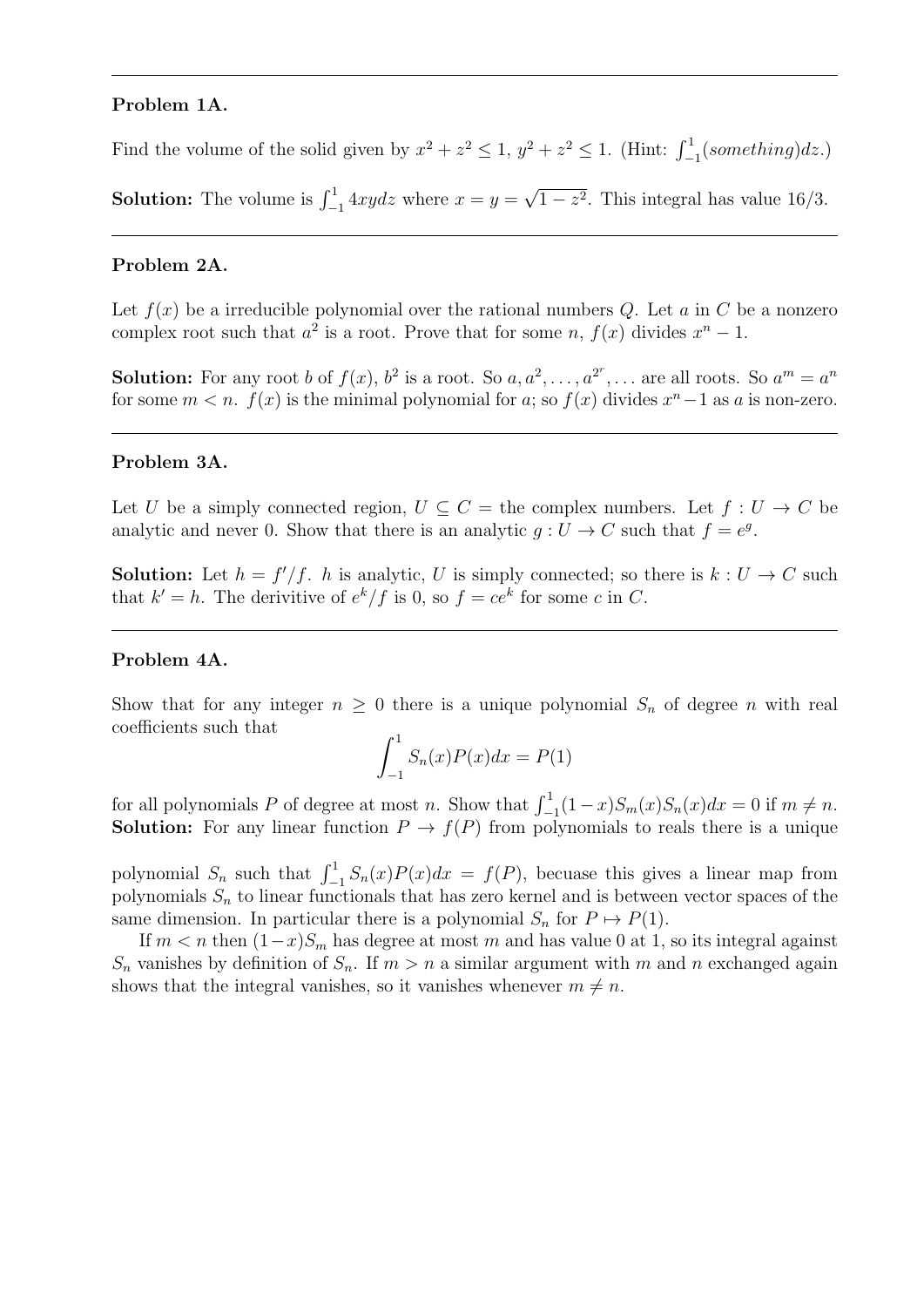---

**Problem 1A.**

Find the volume of the solid given by $x^2 + z^2 \le 1$, $y^2 + z^2 \le 1$. (Hint: $\int_{-1}^{1}(something)dz$.)

**Solution:** The volume is $\int_{-1}^{1} 4xydz$ where $x = y = \sqrt{1-z^2}$. This integral has value 16/3.

---

**Problem 2A.**

Let $f(x)$ be a irreducible polynomial over the rational numbers $Q$. Let $a$ in $C$ be a nonzero complex root such that $a^2$ is a root. Prove that for some $n$, $f(x)$ divides $x^n - 1$.

**Solution:** For any root $b$ of $f(x)$, $b^2$ is a root. So $a, a^2, \ldots, a^{2^r}, \ldots$ are all roots. So $a^m = a^n$ for some $m < n$. $f(x)$ is the minimal polynomial for $a$; so $f(x)$ divides $x^n - 1$ as $a$ is non-zero.

---

**Problem 3A.**

Let $U$ be a simply connected region, $U \subseteq C$ = the complex numbers. Let $f : U \to C$ be analytic and never 0. Show that there is an analytic $g : U \to C$ such that $f = e^g$.

**Solution:** Let $h = f'/f$. $h$ is analytic, $U$ is simply connected; so there is $k : U \to C$ such that $k' = h$. The derivitive of $e^k/f$ is 0, so $f = ce^k$ for some $c$ in $C$.

---

**Problem 4A.**

Show that for any integer $n \ge 0$ there is a unique polynomial $S_n$ of degree $n$ with real coefficients such that

$$\int_{-1}^{1} S_n(x)P(x)dx = P(1)$$

for all polynomials $P$ of degree at most $n$. Show that $\int_{-1}^{1}(1-x)S_m(x)S_n(x)dx = 0$ if $m \ne n$.
**Solution:** For any linear function $P \to f(P)$ from polynomials to reals there is a unique polynomial $S_n$ such that $\int_{-1}^{1} S_n(x)P(x)dx = f(P)$, becuase this gives a linear map from polynomials $S_n$ to linear functionals that has zero kernel and is between vector spaces of the same dimension. In particular there is a polynomial $S_n$ for $P \mapsto P(1)$.

If $m < n$ then $(1-x)S_m$ has degree at most $m$ and has value 0 at 1, so its integral against $S_n$ vanishes by definition of $S_n$. If $m > n$ a similar argument with $m$ and $n$ exchanged again shows that the integral vanishes, so it vanishes whenever $m \ne n$.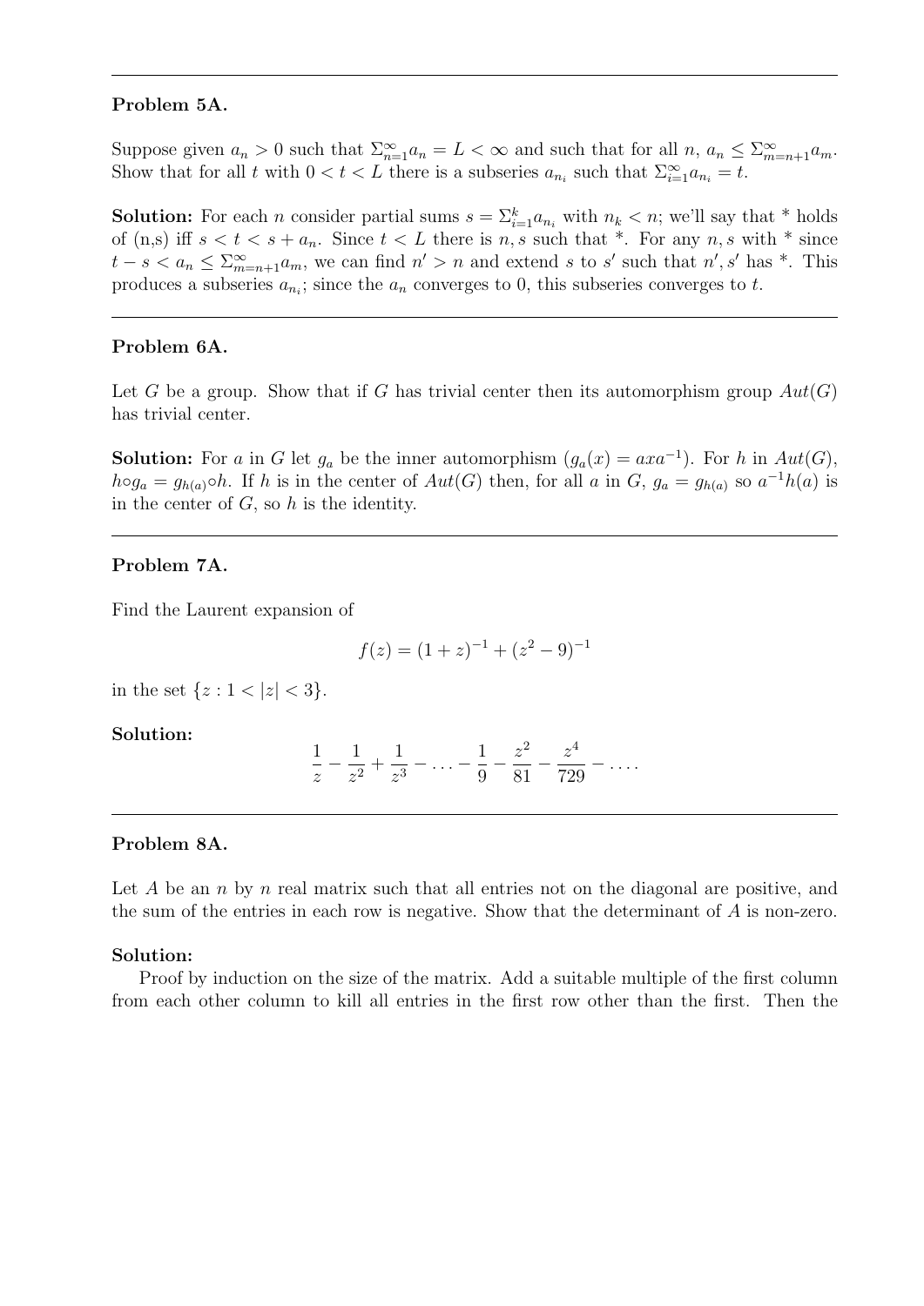---

### Problem 5A.

Suppose given $a_n > 0$ such that $\Sigma_{n=1}^{\infty} a_n = L < \infty$ and such that for all $n$, $a_n \leq \Sigma_{m=n+1}^{\infty} a_m$. Show that for all $t$ with $0 < t < L$ there is a subseries $a_{n_i}$ such that $\Sigma_{i=1}^{\infty} a_{n_i} = t$.

**Solution:** For each $n$ consider partial sums $s = \Sigma_{i=1}^{k} a_{n_i}$ with $n_k < n$; we'll say that * holds of (n,s) iff $s < t < s + a_n$. Since $t < L$ there is $n, s$ such that *. For any $n, s$ with * since $t - s < a_n \leq \Sigma_{m=n+1}^{\infty} a_m$, we can find $n' > n$ and extend $s$ to $s'$ such that $n', s'$ has *. This produces a subseries $a_{n_i}$; since the $a_n$ converges to 0, this subseries converges to $t$.

---

### Problem 6A.

Let $G$ be a group. Show that if $G$ has trivial center then its automorphism group $Aut(G)$ has trivial center.

**Solution:** For $a$ in $G$ let $g_a$ be the inner automorphism ($g_a(x) = axa^{-1}$). For $h$ in $Aut(G)$, $h \circ g_a = g_{h(a)} \circ h$. If $h$ is in the center of $Aut(G)$ then, for all $a$ in $G$, $g_a = g_{h(a)}$ so $a^{-1}h(a)$ is in the center of $G$, so $h$ is the identity.

---

### Problem 7A.

Find the Laurent expansion of

$$f(z) = (1 + z)^{-1} + (z^2 - 9)^{-1}$$

in the set $\{z : 1 < |z| < 3\}$.

**Solution:**

$$\frac{1}{z} - \frac{1}{z^2} + \frac{1}{z^3} - \ldots - \frac{1}{9} - \frac{z^2}{81} - \frac{z^4}{729} - \ldots.$$

---

### Problem 8A.

Let $A$ be an $n$ by $n$ real matrix such that all entries not on the diagonal are positive, and the sum of the entries in each row is negative. Show that the determinant of $A$ is non-zero.

**Solution:**

Proof by induction on the size of the matrix. Add a suitable multiple of the first column from each other column to kill all entries in the first row other than the first. Then the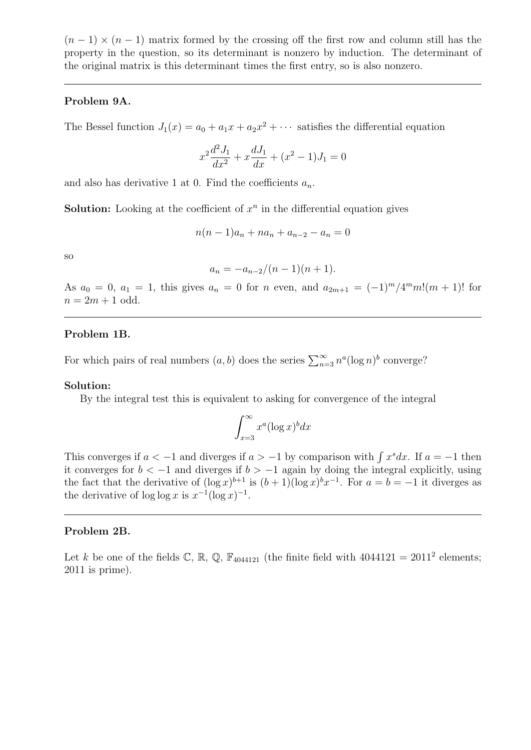$(n-1) \times (n-1)$ matrix formed by the crossing off the first row and column still has the property in the question, so its determinant is nonzero by induction. The determinant of the original matrix is this determinant times the first entry, so is also nonzero.

---

**Problem 9A.**

The Bessel function $J_1(x) = a_0 + a_1 x + a_2 x^2 + \cdots$ satisfies the differential equation

$$x^2 \frac{d^2 J_1}{dx^2} + x \frac{dJ_1}{dx} + (x^2 - 1)J_1 = 0$$

and also has derivative 1 at 0. Find the coefficients $a_n$.

**Solution:** Looking at the coefficient of $x^n$ in the differential equation gives

$$n(n-1)a_n + na_n + a_{n-2} - a_n = 0$$

so

$$a_n = -a_{n-2}/(n-1)(n+1).$$

As $a_0 = 0$, $a_1 = 1$, this gives $a_n = 0$ for $n$ even, and $a_{2m+1} = (-1)^m / 4^m m!(m+1)!$ for $n = 2m+1$ odd.

---

**Problem 1B.**

For which pairs of real numbers $(a, b)$ does the series $\sum_{n=3}^{\infty} n^a (\log n)^b$ converge?

**Solution:**

By the integral test this is equivalent to asking for convergence of the integral

$$\int_{x=3}^{\infty} x^a (\log x)^b dx$$

This converges if $a < -1$ and diverges if $a > -1$ by comparison with $\int x^s dx$. If $a = -1$ then it converges for $b < -1$ and diverges if $b > -1$ again by doing the integral explicitly, using the fact that the derivative of $(\log x)^{b+1}$ is $(b+1)(\log x)^b x^{-1}$. For $a = b = -1$ it diverges as the derivative of $\log \log x$ is $x^{-1}(\log x)^{-1}$.

---

**Problem 2B.**

Let $k$ be one of the fields $\mathbb{C}$, $\mathbb{R}$, $\mathbb{Q}$, $\mathbb{F}_{4044121}$ (the finite field with $4044121 = 2011^2$ elements; 2011 is prime).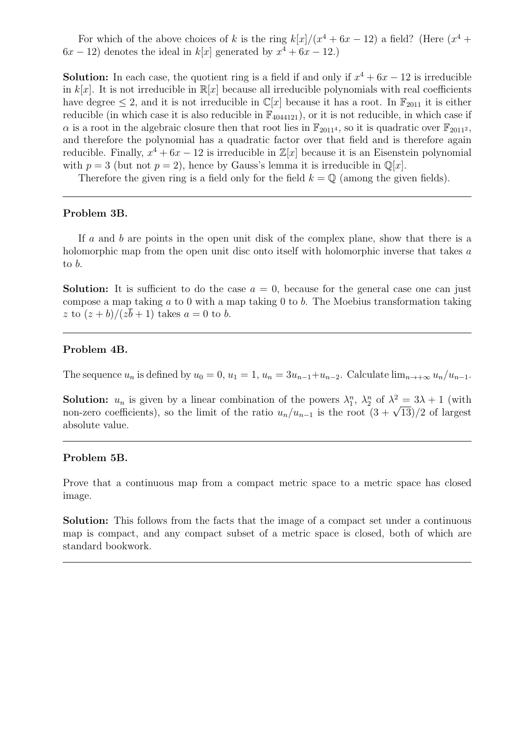For which of the above choices of $k$ is the ring $k[x]/(x^4 + 6x - 12)$ a field? (Here $(x^4 + 6x - 12)$ denotes the ideal in $k[x]$ generated by $x^4 + 6x - 12$.)

**Solution:** In each case, the quotient ring is a field if and only if $x^4 + 6x - 12$ is irreducible in $k[x]$. It is not irreducible in $\mathbb{R}[x]$ because all irreducible polynomials with real coefficients have degree $\leq 2$, and it is not irreducible in $\mathbb{C}[x]$ because it has a root. In $\mathbb{F}_{2011}$ it is either reducible (in which case it is also reducible in $\mathbb{F}_{4044121}$), or it is not reducible, in which case if $\alpha$ is a root in the algebraic closure then that root lies in $\mathbb{F}_{2011^4}$, so it is quadratic over $\mathbb{F}_{2011^2}$, and therefore the polynomial has a quadratic factor over that field and is therefore again reducible. Finally, $x^4 + 6x - 12$ is irreducible in $\mathbb{Z}[x]$ because it is an Eisenstein polynomial with $p = 3$ (but not $p = 2$), hence by Gauss's lemma it is irreducible in $\mathbb{Q}[x]$.

Therefore the given ring is a field only for the field $k = \mathbb{Q}$ (among the given fields).

---

### Problem 3B.

If $a$ and $b$ are points in the open unit disk of the complex plane, show that there is a holomorphic map from the open unit disc onto itself with holomorphic inverse that takes $a$ to $b$.

**Solution:** It is sufficient to do the case $a = 0$, because for the general case one can just compose a map taking $a$ to 0 with a map taking 0 to $b$. The Moebius transformation taking $z$ to $(z + b)/(z\overline{b} + 1)$ takes $a = 0$ to $b$.

---

### Problem 4B.

The sequence $u_n$ is defined by $u_0 = 0$, $u_1 = 1$, $u_n = 3u_{n-1} + u_{n-2}$. Calculate $\lim_{n\to+\infty} u_n/u_{n-1}$.

**Solution:** $u_n$ is given by a linear combination of the powers $\lambda_1^n$, $\lambda_2^n$ of $\lambda^2 = 3\lambda + 1$ (with non-zero coefficients), so the limit of the ratio $u_n/u_{n-1}$ is the root $(3 + \sqrt{13})/2$ of largest absolute value.

---

### Problem 5B.

Prove that a continuous map from a compact metric space to a metric space has closed image.

**Solution:** This follows from the facts that the image of a compact set under a continuous map is compact, and any compact subset of a metric space is closed, both of which are standard bookwork.

---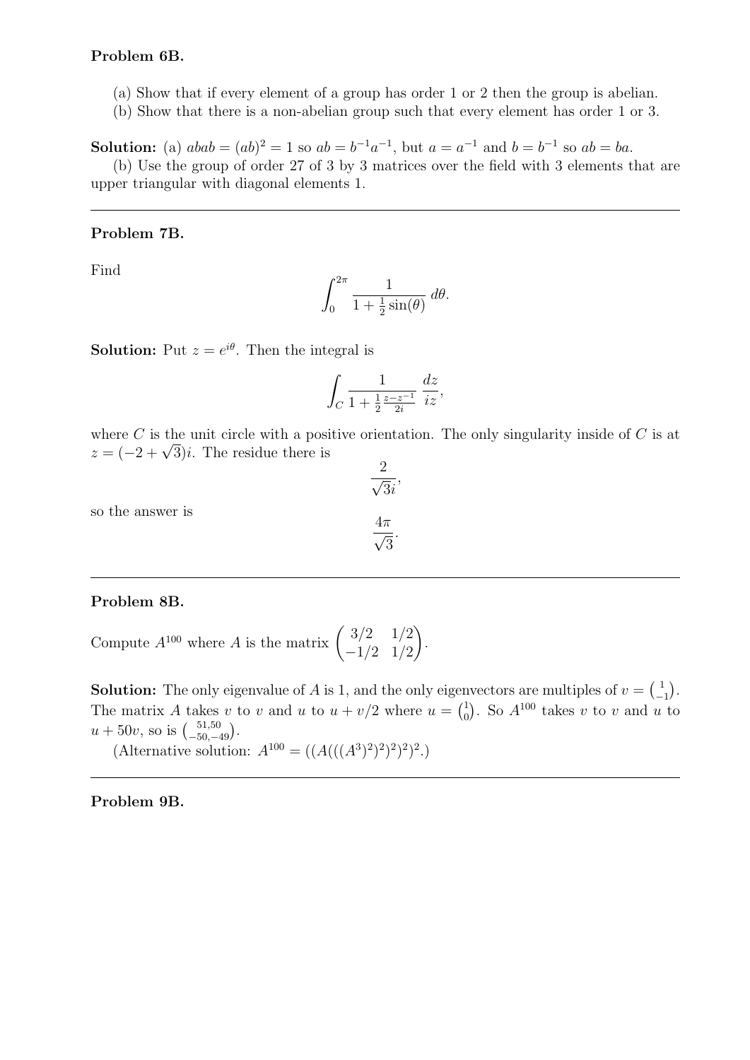**Problem 6B.**

(a) Show that if every element of a group has order 1 or 2 then the group is abelian.
(b) Show that there is a non-abelian group such that every element has order 1 or 3.

**Solution:** (a) $abab = (ab)^2 = 1$ so $ab = b^{-1}a^{-1}$, but $a = a^{-1}$ and $b = b^{-1}$ so $ab = ba$.

(b) Use the group of order 27 of 3 by 3 matrices over the field with 3 elements that are upper triangular with diagonal elements 1.

---

**Problem 7B.**

Find

$$\int_0^{2\pi} \frac{1}{1 + \frac{1}{2}\sin(\theta)}\, d\theta.$$

**Solution:** Put $z = e^{i\theta}$. Then the integral is

$$\int_C \frac{1}{1 + \frac{1}{2}\frac{z - z^{-1}}{2i}}\, \frac{dz}{iz},$$

where $C$ is the unit circle with a positive orientation. The only singularity inside of $C$ is at $z = (-2 + \sqrt{3})i$. The residue there is

$$\frac{2}{\sqrt{3}i},$$

so the answer is

$$\frac{4\pi}{\sqrt{3}}.$$

---

**Problem 8B.**

Compute $A^{100}$ where $A$ is the matrix $\begin{pmatrix} 3/2 & 1/2 \\ -1/2 & 1/2 \end{pmatrix}$.

**Solution:** The only eigenvalue of $A$ is 1, and the only eigenvectors are multiples of $v = \binom{1}{-1}$. The matrix $A$ takes $v$ to $v$ and $u$ to $u + v/2$ where $u = \binom{1}{0}$. So $A^{100}$ takes $v$ to $v$ and $u$ to $u + 50v$, so is $\binom{51,50}{-50,-49}$.

(Alternative solution: $A^{100} = ((A(((A^3)^2)^2)^2)^2)^2$.)

---

**Problem 9B.**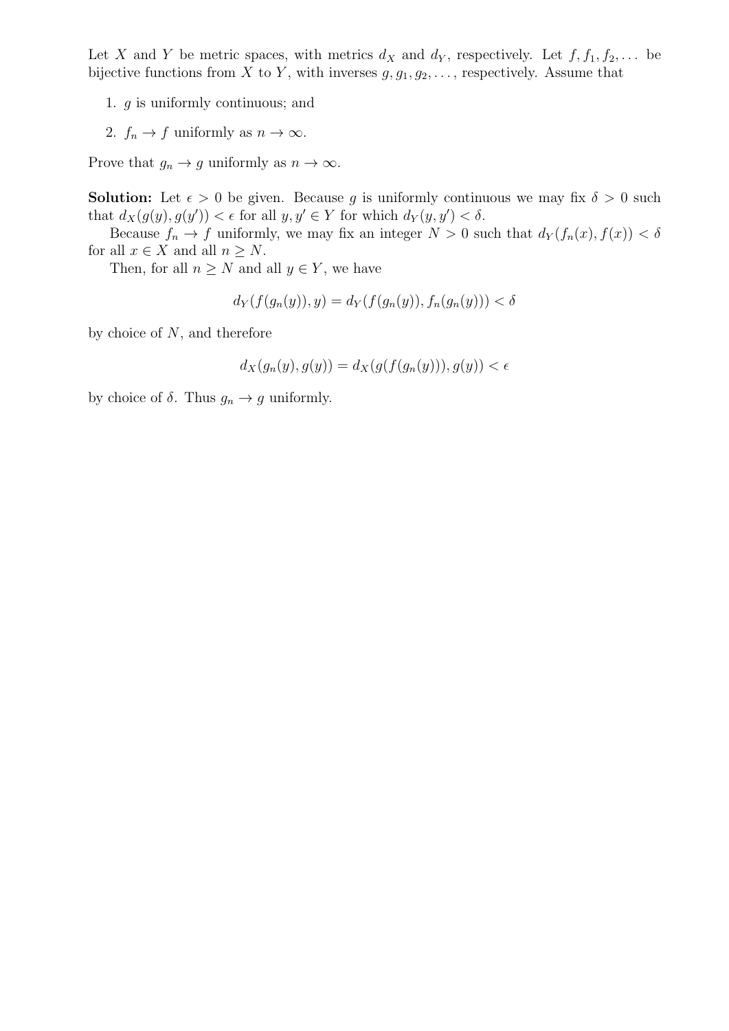Let $X$ and $Y$ be metric spaces, with metrics $d_X$ and $d_Y$, respectively. Let $f, f_1, f_2, \ldots$ be bijective functions from $X$ to $Y$, with inverses $g, g_1, g_2, \ldots$, respectively. Assume that

1. $g$ is uniformly continous; and
2. $f_n \to f$ uniformly as $n \to \infty$.

Prove that $g_n \to g$ uniformly as $n \to \infty$.

**Solution:** Let $\epsilon > 0$ be given. Because $g$ is uniformly continuous we may fix $\delta > 0$ such that $d_X(g(y), g(y')) < \epsilon$ for all $y, y' \in Y$ for which $d_Y(y, y') < \delta$.

Because $f_n \to f$ uniformly, we may fix an integer $N > 0$ such that $d_Y(f_n(x), f(x)) < \delta$ for all $x \in X$ and all $n \geq N$.

Then, for all $n \geq N$ and all $y \in Y$, we have

$$d_Y(f(g_n(y)), y) = d_Y(f(g_n(y)), f_n(g_n(y))) < \delta$$

by choice of $N$, and therefore

$$d_X(g_n(y), g(y)) = d_X(g(f(g_n(y))), g(y)) < \epsilon$$

by choice of $\delta$. Thus $g_n \to g$ uniformly.